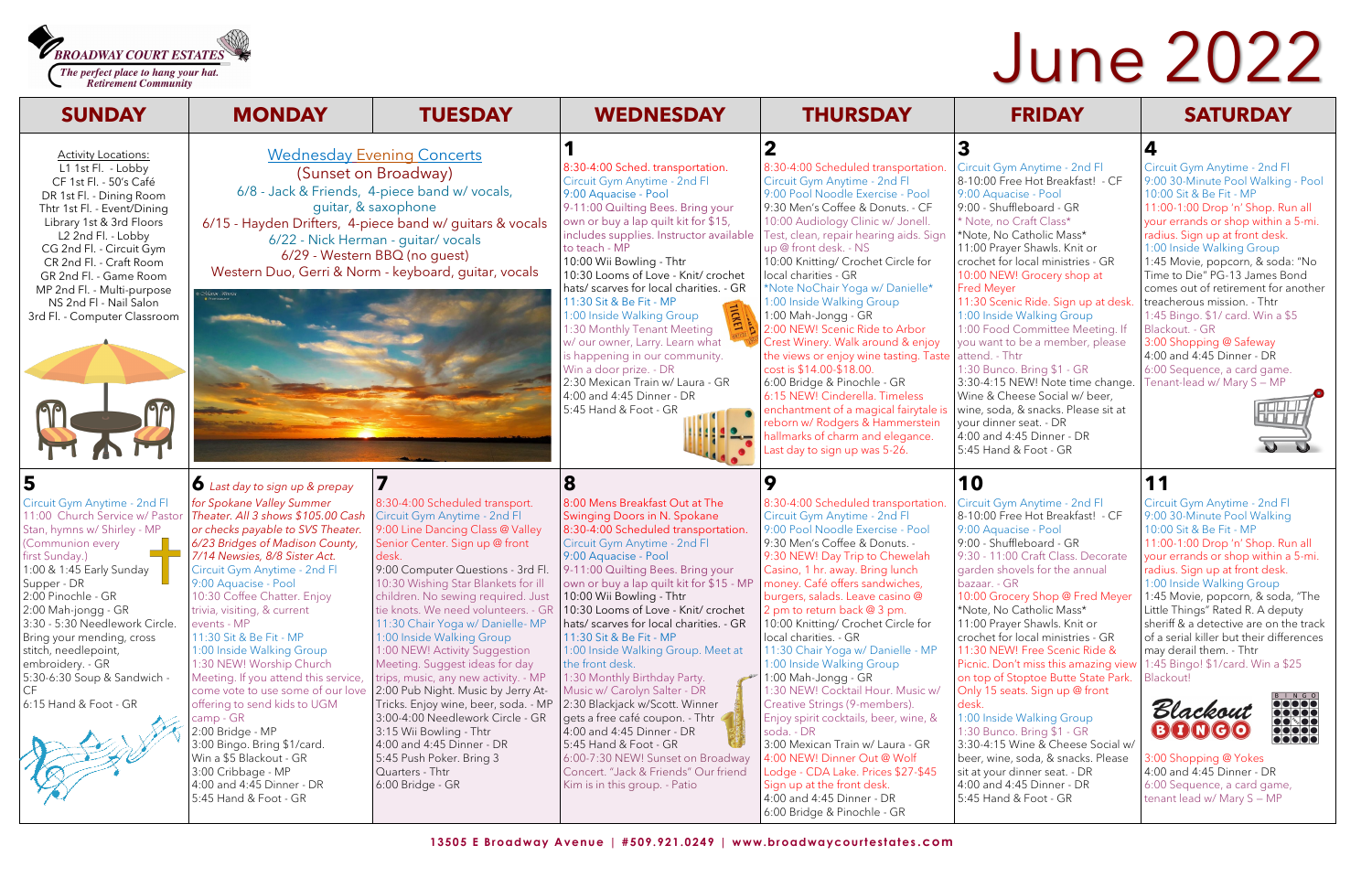**BROADWAY COURT ESTATES**
*The perfect place to hang your hat.*
*Retirement Community*

# June 2022

| SUNDAY | MONDAY | TUESDAY | WEDNESDAY | THURSDAY | FRIDAY | SATURDAY |
|---|---|---|---|---|---|---|
| Activity Locations:<br>L1 1st Fl. - Lobby<br>CF 1st Fl. - 50's Café<br>DR 1st Fl. - Dining Room<br>Thtr 1st Fl. - Event/Dining<br>Library 1st & 3rd Floors<br>L2 2nd Fl. - Lobby<br>CG 2nd Fl. - Circuit Gym<br>CR 2nd Fl. - Craft Room<br>GR 2nd Fl. - Game Room<br>MP 2nd Fl. - Multi-purpose<br>NS 2nd Fl - Nail Salon<br>3rd Fl. - Computer Classroom | Wednesday Evening Concerts<br>(Sunset on Broadway)<br>6/8 - Jack & Friends, 4-piece band w/ vocals, guitar, & saxophone<br>6/15 - Hayden Drifters, 4-piece band w/ guitars & vocals<br>6/22 - Nick Herman - guitar/ vocals<br>6/29 - Western BBQ (no guest)<br>Western Duo, Gerri & Norm - keyboard, guitar, vocals | | **1**<br>8:30-4:00 Sched. transportation.<br>Circuit Gym Anytime - 2nd Fl<br>9:00 Aquacise - Pool<br>9-11:00 Quilting Bees. Bring your own or buy a lap quilt kit for $15, includes supplies. Instructor available to teach - MP<br>10:00 Wii Bowling - Thtr<br>10:30 Looms of Love - Knit/ crochet hats/ scarves for local charities. - GR<br>11:30 Sit & Be Fit - MP<br>1:00 Inside Walking Group<br>1:30 Monthly Tenant Meeting w/ our owner, Larry. Learn what is happening in our community. Win a door prize. - DR<br>2:30 Mexican Train w/ Laura - GR<br>4:00 and 4:45 Dinner - DR<br>5:45 Hand & Foot - GR | **2**<br>8:30-4:00 Scheduled transportation.<br>Circuit Gym Anytime - 2nd Fl<br>9:00 Pool Noodle Exercise - Pool<br>9:30 Men's Coffee & Donuts. - CF<br>10:00 Audiology Clinic w/ Jonell. Test, clean, repair hearing aids. Sign up @ front desk. - NS<br>10:00 Knitting/ Crochet Circle for local charities - GR<br>*Note NoChair Yoga w/ Danielle*<br>1:00 Inside Walking Group<br>1:00 Mah-Jongg - GR<br>2:00 NEW! Scenic Ride to Arbor Crest Winery. Walk around & enjoy the views or enjoy wine tasting. Taste cost is $14.00-$18.00.<br>6:00 Bridge & Pinochle - GR<br>6:15 NEW! Cinderella. Timeless enchantment of a magical fairytale is reborn w/ Rodgers & Hammerstein hallmarks of charm and elegance. Last day to sign up was 5-26. | **3**<br>Circuit Gym Anytime - 2nd Fl<br>8-10:00 Free Hot Breakfast! - CF<br>9:00 Aquacise - Pool<br>* Note, no Craft Class*<br>11:00 Prayer Shawls. Knit or crochet for local ministries - GR<br>10:00 NEW! Grocery shop at Fred Meyer<br>11:30 Scenic Ride. Sign up at desk.<br>1:00 Inside Walking Group<br>1:00 Food Committee Meeting. If you want to be a member, please attend. - Thtr<br>1:30 Bunco. Bring $1 - GR<br>3:30-4:15 NEW! Note time change. Wine & Cheese Social w/ beer, wine, soda, & snacks. Please sit at your dinner seat. - DR<br>4:00 and 4:45 Dinner - DR<br>5:45 Hand & Foot - GR | **4**<br>Circuit Gym Anytime - 2nd Fl<br>9:00 30-Minute Pool Walking - Pool<br>10:00 Sit & Be Fit - MP<br>11:00-1:00 Drop 'n' Shop. Run all your errands or shop within a 5-mi. radius. Sign up at front desk.<br>1:00 Inside Walking Group<br>1:45 Movie, popcorn, & soda: "No Time to Die" PG-13 James Bond comes out of retirement for another treacherous mission. - Thtr<br>1:45 Bingo. $1/ card. Win a $5 Blackout. - GR<br>3:00 Shopping @ Safeway<br>4:00 and 4:45 Dinner - DR<br>6:00 Sequence, a card game. Tenant-lead w/ Mary S – MP |
| **5**<br>Circuit Gym Anytime - 2nd Fl<br>11:00 Church Service w/ Pastor Stan, hymns w/ Shirley - MP (Communion every first Sunday.)<br>1:00 & 1:45 Early Sunday Supper - DR<br>2:00 Pinochle - GR<br>2:00 Mah-jongg - GR<br>3:30 - 5:30 Needlework Circle. Bring your mending, cross stitch, needlepoint, embroidery. - GR<br>5:30-6:30 Soup & Sandwich - CF<br>6:15 Hand & Foot - GR | **6** *Last day to sign up & prepay for Spokane Valley Summer Theater. All 3 shows $105.00 Cash or checks payable to SVS Theater. 6/23 Bridges of Madison County, 7/14 Newsies, 8/8 Sister Act.*<br>Circuit Gym Anytime - 2nd Fl<br>9:00 Aquacise - Pool<br>10:30 Coffee Chatter. Enjoy trivia, visiting, & current events - MP<br>11:30 Sit & Be Fit - MP<br>1:00 Inside Walking Group<br>1:30 NEW! Worship Church Meeting. If you attend this service, come vote to use some of our love offering to send kids to UGM camp - GR<br>2:00 Bridge - MP<br>3:00 Bingo. Bring $1/card. Win a $5 Blackout - GR<br>3:00 Cribbage - MP<br>4:00 and 4:45 Dinner - DR<br>5:45 Hand & Foot - GR | **7**<br>8:30-4:00 Scheduled transport.<br>Circuit Gym Anytime - 2nd Fl<br>9:00 Line Dancing Class @ Valley Senior Center. Sign up @ front desk.<br>9:00 Computer Questions - 3rd Fl.<br>10:30 Wishing Star Blankets for ill children. No sewing required. Just tie knots. We need volunteers. - GR<br>11:30 Chair Yoga w/ Danielle- MP<br>1:00 Inside Walking Group<br>1:00 NEW! Activity Suggestion Meeting. Suggest ideas for day trips, music, any new activity. - MP<br>2:00 Pub Night. Music by Jerry At-Tricks. Enjoy wine, beer, soda. - MP<br>3:00-4:00 Needlework Circle - GR<br>3:15 Wii Bowling - Thtr<br>4:00 and 4:45 Dinner - DR<br>5:45 Push Poker. Bring 3 Quarters - Thtr<br>6:00 Bridge - GR | **8**<br>8:00 Mens Breakfast Out at The Swinging Doors in N. Spokane<br>8:30-4:00 Scheduled transportation.<br>Circuit Gym Anytime - 2nd Fl<br>9:00 Aquacise - Pool<br>9-11:00 Quilting Bees. Bring your own or buy a lap quilt kit for $15 - MP<br>10:00 Wii Bowling - Thtr<br>10:30 Looms of Love - Knit/ crochet hats/ scarves for local charities. - GR<br>11:30 Sit & Be Fit - MP<br>1:00 Inside Walking Group. Meet at the front desk.<br>1:30 Monthly Birthday Party. Music w/ Carolyn Salter - DR<br>2:30 Blackjack w/Scott. Winner gets a free café coupon. - Thtr<br>4:00 and 4:45 Dinner - DR<br>5:45 Hand & Foot - GR<br>6:00-7:30 NEW! Sunset on Broadway Concert. "Jack & Friends" Our friend Kim is in this group. - Patio | **9**<br>8:30-4:00 Scheduled transportation.<br>Circuit Gym Anytime - 2nd Fl<br>9:00 Pool Noodle Exercise - Pool<br>9:30 Men's Coffee & Donuts. - CF<br>9:30 NEW! Day Trip to Chewelah Casino, 1 hr. away. Bring lunch money. Café offers sandwiches, burgers, salads. Leave casino @ 2 pm to return back @ 3 pm.<br>10:00 Knitting/ Crochet Circle for local charities. - GR<br>11:30 Chair Yoga w/ Danielle - MP<br>1:00 Inside Walking Group<br>1:00 Mah-Jongg - GR<br>1:30 NEW! Cocktail Hour. Music w/ Creative Strings (9-members). Enjoy spirit cocktails, beer, wine, & soda. - DR<br>3:00 Mexican Train w/ Laura - GR<br>4:00 NEW! Dinner Out @ Wolf Lodge - CDA Lake. Prices $27-$45 Sign up at the front desk.<br>4:00 and 4:45 Dinner - DR<br>6:00 Bridge & Pinochle - GR | **10**<br>Circuit Gym Anytime - 2nd Fl<br>8-10:00 Free Hot Breakfast! - CF<br>9:00 Aquacise - Pool<br>9:00 - Shuffleboard - GR<br>9:30 - 11:00 Craft Class. Decorate garden shovels for the annual bazaar. - GR<br>10:00 Grocery Shop @ Fred Meyer<br>*Note, No Catholic Mass*<br>11:00 Prayer Shawls. Knit or crochet for local ministries - GR<br>11:30 NEW! Free Scenic Ride & Picnic. Don't miss this amazing view on top of Steptoe Butte State Park. Only 15 seats. Sign up @ front desk.<br>1:00 Inside Walking Group<br>1:30 Bunco. Bring $1 - GR<br>3:30-4:15 Wine & Cheese Social w/ beer, wine, soda, & snacks. Please sit at your dinner seat. - DR<br>4:00 and 4:45 Dinner - DR<br>5:45 Hand & Foot - GR | **11**<br>Circuit Gym Anytime - 2nd Fl<br>9:00 30-Minute Pool Walking<br>10:00 Sit & Be Fit - MP<br>11:00-1:00 Drop 'n' Shop. Run all your errands or shop within a 5-mi. radius. Sign up at front desk.<br>1:00 Inside Walking Group<br>1:45 Movie, popcorn, & soda, "The Little Things" Rated R. A deputy sheriff & a detective are on the track of a serial killer but their differences may derail them. - Thtr<br>1:45 Bingo! $1/card. Win a $25 Blackout!<br>3:00 Shopping @ Yokes<br>4:00 and 4:45 Dinner - DR<br>6:00 Sequence, a card game, tenant lead w/ Mary S – MP |

13505 E Broadway Avenue | #509.921.0249 | www.broadwaycourtestates.com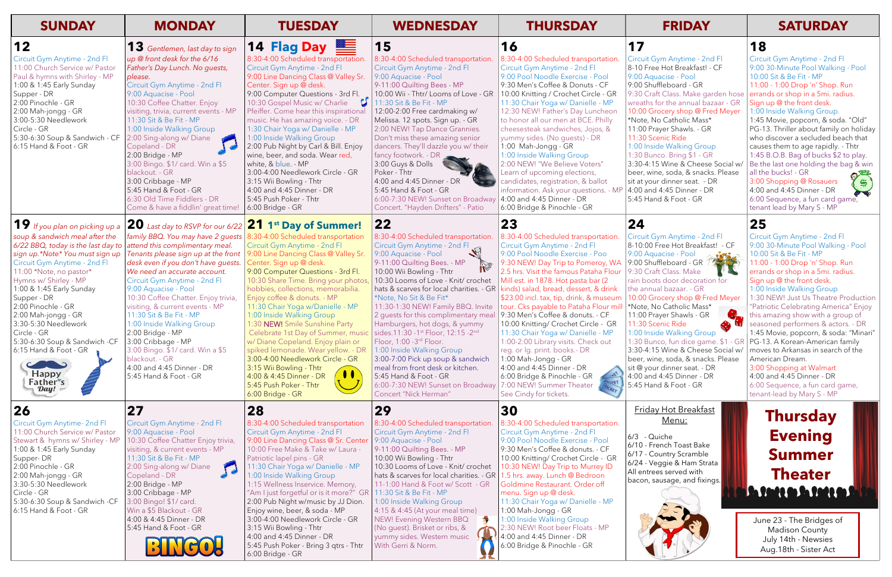| SUNDAY | MONDAY | TUESDAY | WEDNESDAY | THURSDAY | FRIDAY | SATURDAY |
|---|---|---|---|---|---|---|
| **12**<br>Circuit Gym Anytime - 2nd Fl<br>11:00 Church Service w/ Pastor Paul & hymns with Shirley - MP<br>1:00 & 1:45 Early Sunday Supper - DR<br>2:00 Pinochle - GR<br>2:00 Mah-jongg - GR<br>3:00-5:30 Needlework Circle - GR<br>5:30-6:30 Soup & Sandwich - CF<br>6:15 Hand & Foot - GR | **13** *Gentlemen, last day to sign up @ front desk for the 6/16 Father's Day Lunch. No guests, please.*<br>Circuit Gym Anytime - 2nd Fl<br>9:00 Aquacise - Pool<br>10:30 Coffee Chatter. Enjoy visiting, trivia, current events - MP<br>11:30 Sit & Be Fit - MP<br>1:00 Inside Walking Group<br>2:00 Sing-along w/ Diane Copeland - DR<br>2:00 Bridge - MP<br>3:00 Bingo. $1/ card. Win a $5 blackout. - GR<br>3:00 Cribbage - MP<br>5:45 Hand & Foot - GR<br>6:30 Old Time Fiddlers - DR Come & have a fiddlin' great time! | **14 Flag Day**<br>8:30-4:00 Scheduled transportation.<br>Circuit Gym Anytime - 2nd Fl<br>9:00 Line Dancing Class @ Valley Sr. Center. Sign up @ desk.<br>9:00 Computer Questions - 3rd Fl.<br>10:30 Gospel Music w/ Charlie Pfeiffer. Come hear this inspirational music. He has amazing voice. - DR<br>1:30 Chair Yoga w/ Danielle - MP<br>1:00 Inside Walking Group<br>2:00 Pub Night by Carl & Bill. Enjoy wine, beer, and soda. Wear red, white, & blue. - MP<br>3:00-4:00 Needlework Circle - GR<br>3:15 Wii Bowling - Thtr<br>4:00 and 4:45 Dinner - DR<br>5:45 Push Poker - Thtr<br>6:00 Bridge - GR | **15**<br>8:30-4:00 Scheduled transportation.<br>Circuit Gym Anytime - 2nd Fl<br>9:00 Aquacise - Pool<br>9-11:00 Quilting Bees - MP<br>10:00 Wii - Thtr/ Looms of Love - GR<br>11:30 Sit & Be Fit - MP<br>12:00-2:00 Free cardmaking w/ Melissa. 12 spots. Sign up. - GR<br>2:00 NEW! Tap Dance Grannies. Don't miss these amazing senior dancers. They'll dazzle you w/ their fancy footwork. - DR<br>3:00 Guys & Dolls Poker - Thtr<br>4:00 and 4:45 Dinner - DR<br>5:45 Hand & Foot - GR<br>6:00-7:30 NEW! Sunset on Broadway Concert. "Hayden Drifters" - Patio | **16**<br>8:30-4:00 Scheduled transportation.<br>Circuit Gym Anytime - 2nd Fl<br>9:00 Pool Noodle Exercise - Pool<br>9:30 Men's Coffee & Donuts - CF<br>10:00 Knitting / Crochet Circle - GR<br>11:30 Chair Yoga w/ Danielle - MP<br>12:30 NEW! Father's Day Luncheon to honor all our men at BCE. Philly cheesesteak sandwiches, Jojos, & yummy sides. (No guests) - DR<br>1:00 Mah-Jongg - GR<br>1:00 Inside Walking Group<br>2:00 NEW! "We Believe Voters" Learn of upcoming elections, candidates, registration, & ballot information. Ask your questions. - MP<br>4:00 and 4:45 Dinner - DR<br>6:00 Bridge & Pinochle - GR | **17**<br>Circuit Gym Anytime - 2nd Fl<br>8-10 Free Hot Breakfast! - CF<br>9:00 Aquacise - Pool<br>9:00 Shuffleboard - GR<br>9:30 Craft Class. Make garden hose wreaths for the annual bazaar - GR<br>10:00 Grocery shop @ Fred Meyer<br>*Note, No Catholic Mass*<br>11:00 Prayer Shawls. - GR<br>11:30 Scenic Ride<br>1:00 Inside Walking Group<br>1:30 Bunco. Bring $1 - GR<br>3:30-4:15 Wine & Cheese Social w/ beer, wine, soda, & snacks. Please sit at your dinner seat. - DR<br>4:00 and 4:45 Dinner - DR<br>5:45 Hand & Foot - GR | **18**<br>Circuit Gym Anytime - 2nd Fl<br>9:00 30-Minute Pool Walking - Pool<br>10:00 Sit & Be Fit - MP<br>11:00 - 1:00 Drop 'n' Shop. Run errands or shop in a 5mi. radius. Sign up @ the front desk.<br>1:00 Inside Walking Group.<br>1:45 Movie, popcorn, & soda. "Old" PG-13. Thriller about family on holiday who discover a secluded beach that causes them to age rapidly. - Thtr<br>1:45 B.O.B. Bag of bucks $2 to play. Be the last one holding the bag & win all the bucks! - GR<br>3:00 Shopping @ Rosauers<br>4:00 and 4:45 Dinner - DR<br>6:00 Sequence, a fun card game, tenant lead by Mary S - MP |
| **19** *If you plan on picking up a soup & sandwich meal after the 6/22 BBQ, today is the last day to sign up.*\*Note\* You must sign up*<br>Circuit Gym Anytime - 2nd Fl<br>11:00 \*Note, no pastor\* Hymns w/ Shirley - MP<br>1:00 & 1:45 Early Sunday Supper - DR<br>2:00 Pinochle - GR<br>2:00 Mah-jongg - GR<br>3:30-5:30 Needlework Circle - GR<br>5:30-6:30 Soup & Sandwich -CF<br>6:15 Hand & Foot - GR<br>Happy Father's Day! | **20** *Last day to RSVP for our 6/22 family BBQ. You may have 2 guests attend this complimentary meal. Tenants please sign up at the front desk even if you don't have guests. We need an accurate account.*<br>Circuit Gym Anytime - 2nd Fl<br>9:00 Aquacise - Pool<br>10:30 Coffee Chatter. Enjoy trivia, visiting, & current events - MP<br>11:30 Sit & Be Fit - MP<br>1:00 Inside Walking Group<br>2:00 Bridge - MP<br>3:00 Cribbage - MP<br>3:00 Bingo. $1/ card. Win a $5 blackout. - GR<br>4:00 and 4:45 Dinner - DR<br>5:45 Hand & Foot - GR | **21 1st Day of Summer!**<br>8:30-4:00 Scheduled transportation<br>Circuit Gym Anytime - 2nd Fl<br>9:00 Line Dancing Class @ Valley Sr. Center. Sign up @ desk.<br>9:00 Computer Questions - 3rd Fl.<br>10:30 Share Time. Bring your photos, hobbies, collections, memorabilia. Enjoy coffee & donuts. - MP<br>11:30 Chair Yoga w/Danielle - MP<br>1:00 Inside Walking Group<br>1:30 **NEW!** Smile Sunshine Party Celebrate 1st Day of Summer, music w/ Diane Copeland. Enjoy plain or spiked lemonade. Wear yellow. - DR<br>3:00-4:00 Needlework Circle - GR<br>3:15 Wii Bowling - Thtr<br>4:00 & 4:45 Dinner - DR<br>5:45 Push Poker - Thtr<br>6:00 Bridge - GR | **22**<br>8:30-4:00 Scheduled transportation.<br>Circuit Gym Anytime - 2nd Fl<br>9:00 Aquacise - Pool<br>9-11:00 Quilting Bees. - MP<br>10:00 Wii Bowling - Thtr<br>10:30 Looms of Love - Knit/ crochet hats & scarves for local charities. - GR<br>\*Note, No Sit & Be Fit\*<br>11:30-1:30 NEW! Family BBQ. Invite 2 guests for this complimentary meal Hamburgers, hot dogs, & yummy sides. 11:30 -1st Floor, 12:15 -2nd Floor, 1:00 -3rd Floor.<br>1:00 Inside Walking Group<br>3:00-7:00 Pick up soup & sandwich meal from front desk or kitchen.<br>5:45 Hand & Foot - GR<br>6:00-7:30 NEW! Sunset on Broadway Concert "Nick Herman" | **23**<br>8:30-4:00 Scheduled transportation.<br>Circuit Gym Anytime - 2nd Fl<br>9:00 Pool Noodle Exercise - Poo<br>9:30 NEW! Day Trip to Pomeroy, WA 2.5 hrs. Visit the famous Pataha Flour Mill est. in 1878. Hot pasta bar (2 kinds) salad, bread, dessert, & drink $23.00 incl. tax, tip, drink, & museum tour. Cks payable to Pataha Flour mill<br>9:30 Men's Coffee & donuts. - CF<br>10:00 Knitting/ Crochet Circle - GR<br>11:30 Chair Yoga w/ Danielle - MP<br>1:00-2:00 Library visits. Check out reg. or lg. print. books.- DR<br>1:00 Mah-Jongg - GR<br>4:00 and 4:45 Dinner - DR<br>6:00 Bridge & Pinochle - GR<br>7:00 NEW! Summer Theater See Cindy for tickets. | **24**<br>Circuit Gym Anytime - 2nd Fl<br>8-10:00 Free Hot Breakfast! - CF<br>9:00 Aquacise - Pool<br>9:00 Shuffleboard - GR<br>9:30 Craft Class. Make rain boots door decoration for the annual bazaar. - GR<br>10:00 Grocery shop @ Fred Meyer<br>\*Note, No Catholic Mass\*<br>11:00 Prayer Shawls - GR<br>11:30 Scenic Ride<br>1:00 Inside Walking Group<br>1:30 Bunco, fun dice game. $1 - GR<br>3:30-4:15 Wine & Cheese Social w/ beer, wine, soda, & snacks. Please sit @ your dinner seat. - DR<br>4:00 and 4:45 Dinner - DR<br>5:45 Hand & Foot - GR | **25**<br>Circuit Gym Anytime - 2nd Fl<br>9:00 30-Minute Pool Walking - Pool<br>10:00 Sit & Be Fit - MP<br>11:00 - 1:00 Drop 'n' Shop. Run errands or shop in a 5mi. radius. Sign up @ the front desk.<br>1:00 Inside Walking Group<br>1:30 NEW! Just Us Theatre Production "Patriotic Celebrating America" Enjoy this amazing show with a group of seasoned performers & actors. - DR<br>1:45 Movie, popcorn, & soda: "Minari" PG-13. A Korean-American family moves to Arkansas in search of the American Dream.<br>3:00 Shopping at Walmart<br>4:00 and 4:45 Dinner - DR<br>6:00 Sequence, a fun card game, tenant-lead by Mary S - MP |
| **26**<br>Circuit Gym Anytime- 2nd Fl<br>11:00 Church Service w/ Pastor Stewart & hymns w/ Shirley - MP<br>1:00 & 1:45 Early Sunday Supper- DR<br>2:00 Pinochle - GR<br>2:00 Mah-jongg - GR<br>3:30-5:30 Needlework Circle - GR<br>5:30-6:30 Soup & Sandwich -CF<br>6:15 Hand & Foot - GR | **27**<br>Circuit Gym Anytime - 2nd Fl<br>9:00 Aquacise - Pool<br>10:30 Coffee Chatter Enjoy trivia, visiting, & current events - MP<br>11:30 Sit & Be Fit - MP<br>2:00 Sing-along w/ Diane Copeland - DR<br>2:00 Bridge - MP<br>3:00 Cribbage - MP<br>3:00 Bingo! $1/ card. Win a $5 Blackout - GR<br>4:00 & 4:45 Dinner - DR<br>5:45 Hand & Foot - GR<br>BINGO! | **28**<br>8:30-4:00 Scheduled transportation<br>Circuit Gym Anytime - 2nd Fl<br>9:00 Line Dancing Class @ Sr. Center<br>10:00 Free Make & Take w/ Laura - Patriotic lapel pins - GR<br>11:30 Chair Yoga w/ Danielle - MP<br>1:00 Inside Walking Group<br>1:15 Wellness Inservice. Memory, "Am I just forgetful or is it more?" GR<br>2:00 Pub Night w/music by JJ Dion. Enjoy wine, beer, & soda - MP<br>3:00-4:00 Needlework Circle - GR<br>3:15 Wii Bowling - Thtr<br>4:00 and 4:45 Dinner - DR<br>5:45 Push Poker - Bring 3 qtrs - Thtr<br>6:00 Bridge - GR | **29**<br>8:30-4:00 Scheduled transportation.<br>Circuit Gym Anytime - 2nd Fl<br>9:00 Aquacise - Pool<br>9-11:00 Quilting Bees. - MP<br>10:00 Wii Bowling - Thtr<br>10:30 Looms of Love - Knit/ crochet hats & scarves for local charities. - GR<br>11-1:00 Hand & Foot w/ Scott - GR<br>11:30 Sit & Be Fit - MP<br>1:00 Inside Walking Group<br>4:15 & 4:45 (At your meal time) NEW! Evening Western BBQ (No guest). Brisket or ribs, & yummy sides. Western music With Gerri & Norm. | **30**<br>8:30-4:00 Scheduled transportation.<br>Circuit Gym Anytime - 2nd Fl<br>9:00 Pool Noodle Exercise - Pool<br>9:30 Men's Coffee & donuts. - CF<br>10:00 Knitting/ Crochet Circle - GR<br>10:30 NEW! Day Trip to Murrey ID 1.5 hrs. away. Lunch @ Bedroom Goldmine Restaurant. Order off menu. Sign up @ desk.<br>11:30 Chair Yoga w/ Danielle - MP<br>1:00 Mah-Jongg - GR<br>1:00 Inside Walking Group<br>2:30 NEW! Root beer Floats - MP<br>4:00 and 4:45 Dinner - DR<br>6:00 Bridge & Pinochle - GR | <u>Friday Hot Breakfast Menu:</u><br>6/3 - Quiche<br>6/10 - French Toast Bake<br>6/17 - Country Scramble<br>6/24 - Veggie & Ham Strata<br>All entrees served with bacon, sausage, and fixings. | **Thursday Evening Summer Theater**<br>June 23 - The Bridges of Madison County<br>July 14th - Newsies<br>Aug.18th - Sister Act |